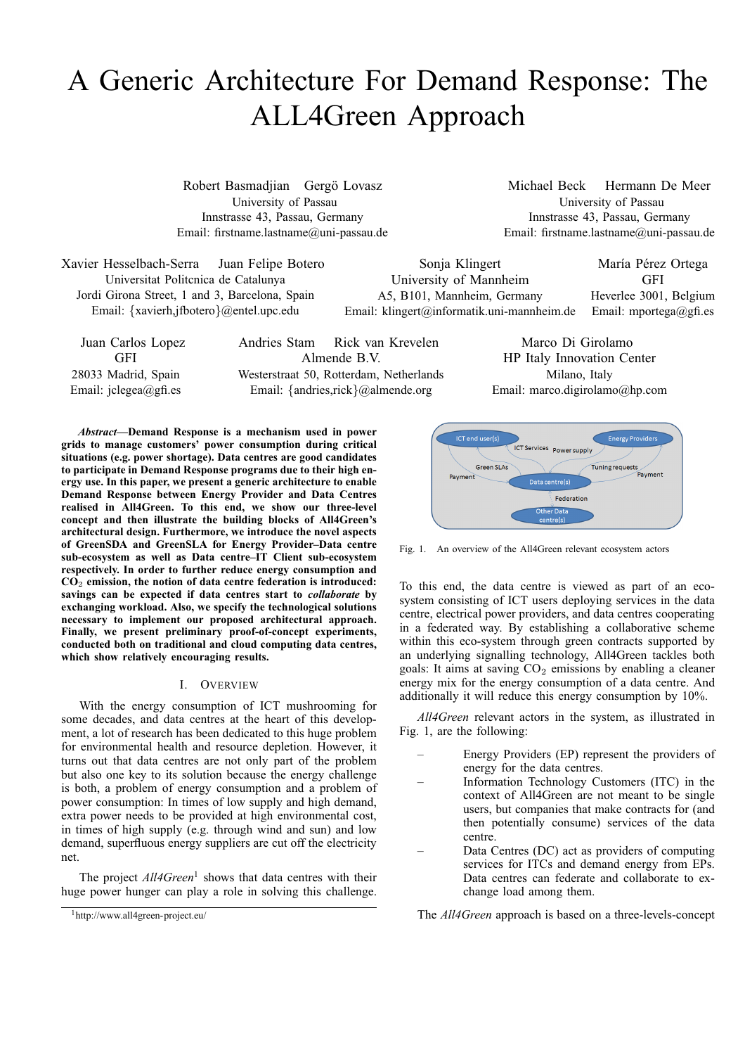# A Generic Architecture For Demand Response: The ALL4Green Approach

Robert Basmadjian  Gergö Lovasz
University of Passau
Innstrasse 43, Passau, Germany
Email: firstname.lastname@uni-passau.de

Michael Beck  Hermann De Meer
University of Passau
Innstrasse 43, Passau, Germany
Email: firstname.lastname@uni-passau.de

Xavier Hesselbach-Serra  Juan Felipe Botero
Universitat Politcnica de Catalunya
Jordi Girona Street, 1 and 3, Barcelona, Spain
Email: {xavierh,jfbotero}@entel.upc.edu

Sonja Klingert
University of Mannheim
A5, B101, Mannheim, Germany
Email: klingert@informatik.uni-mannheim.de

María Pérez Ortega
GFI
Heverlee 3001, Belgium
Email: mportega@gfi.es

Juan Carlos Lopez
GFI
28033 Madrid, Spain
Email: jclegea@gfi.es

Andries Stam  Rick van Krevelen
Almende B.V.
Westerstraat 50, Rotterdam, Netherlands
Email: {andries,rick}@almende.org

Marco Di Girolamo
HP Italy Innovation Center
Milano, Italy
Email: marco.digirolamo@hp.com

***Abstract*—Demand Response is a mechanism used in power grids to manage customers' power consumption during critical situations (e.g. power shortage). Data centres are good candidates to participate in Demand Response programs due to their high energy use. In this paper, we present a generic architecture to enable Demand Response between Energy Provider and Data Centres realised in All4Green. To this end, we show our three-level concept and then illustrate the building blocks of All4Green's architectural design. Furthermore, we introduce the novel aspects of GreenSDA and GreenSLA for Energy Provider–Data centre sub-ecosystem as well as Data centre–IT Client sub-ecosystem respectively. In order to further reduce energy consumption and $CO_2$ emission, the notion of data centre federation is introduced: savings can be expected if data centres start to *collaborate* by exchanging workload. Also, we specify the technological solutions necessary to implement our proposed architectural approach. Finally, we present preliminary proof-of-concept experiments, conducted both on traditional and cloud computing data centres, which show relatively encouraging results.**

## I. Overview

With the energy consumption of ICT mushrooming for some decades, and data centres at the heart of this development, a lot of research has been dedicated to this huge problem for environmental health and resource depletion. However, it turns out that data centres are not only part of the problem but also one key to its solution because the energy challenge is both, a problem of energy consumption and a problem of power consumption: In times of low supply and high demand, extra power needs to be provided at high environmental cost, in times of high supply (e.g. through wind and sun) and low demand, superfluous energy suppliers are cut off the electricity net.

The project *All4Green*[1] shows that data centres with their huge power hunger can play a role in solving this challenge. To this end, the data centre is viewed as part of an eco-system consisting of ICT users deploying services in the data centre, electrical power providers, and data centres cooperating in a federated way. By establishing a collaborative scheme within this eco-system through green contracts supported by an underlying signalling technology, All4Green tackles both goals: It aims at saving $CO_2$ emissions by enabling a cleaner energy mix for the energy consumption of a data centre. And additionally it will reduce this energy consumption by 10%.

[1] http://www.all4green-project.eu/

Fig. 1. An overview of the All4Green relevant ecosystem actors

*All4Green* relevant actors in the system, as illustrated in Fig. 1, are the following:

- Energy Providers (EP) represent the providers of energy for the data centres.
- Information Technology Customers (ITC) in the context of All4Green are not meant to be single users, but companies that make contracts for (and then potentially consume) services of the data centre.
- Data Centres (DC) act as providers of computing services for ITCs and demand energy from EPs. Data centres can federate and collaborate to exchange load among them.

The *All4Green* approach is based on a three-levels-concept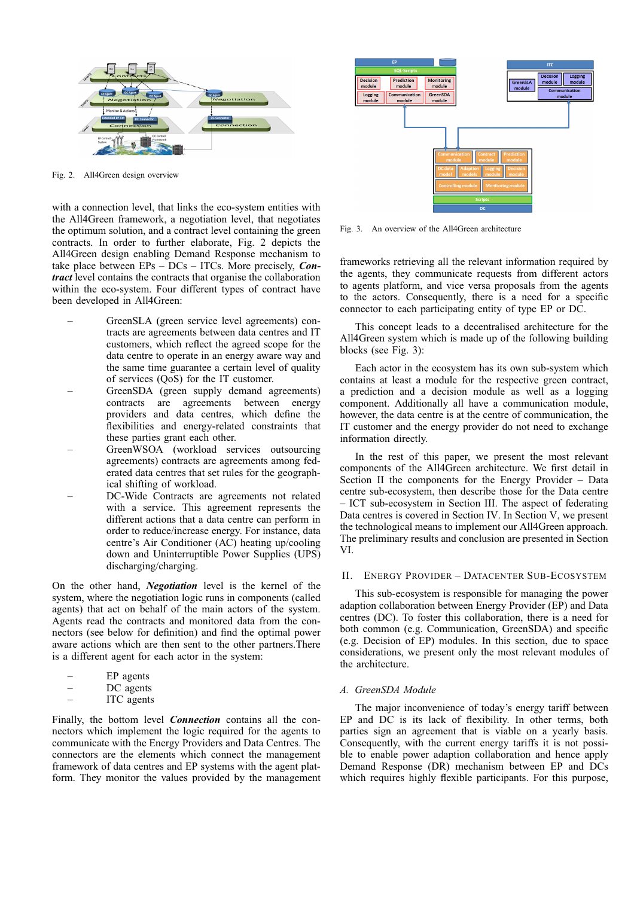Fig. 2. All4Green design overview

with a connection level, that links the eco-system entities with the All4Green framework, a negotiation level, that negotiates the optimum solution, and a contract level containing the green contracts. In order to further elaborate, Fig. 2 depicts the All4Green design enabling Demand Response mechanism to take place between EPs – DCs – ITCs. More precisely, ***Contract*** level contains the contracts that organise the collaboration within the eco-system. Four different types of contract have been developed in All4Green:

- GreenSLA (green service level agreements) contracts are agreements between data centres and IT customers, which reflect the agreed scope for the data centre to operate in an energy aware way and the same time guarantee a certain level of quality of services (QoS) for the IT customer.
- GreenSDA (green supply demand agreements) contracts are agreements between energy providers and data centres, which define the flexibilities and energy-related constraints that these parties grant each other.
- GreenWSOA (workload services outsourcing agreements) contracts are agreements among federated data centres that set rules for the geographical shifting of workload.
- DC-Wide Contracts are agreements not related with a service. This agreement represents the different actions that a data centre can perform in order to reduce/increase energy. For instance, data centre's Air Conditioner (AC) heating up/cooling down and Uninterruptible Power Supplies (UPS) discharging/charging.

On the other hand, ***Negotiation*** level is the kernel of the system, where the negotiation logic runs in components (called agents) that act on behalf of the main actors of the system. Agents read the contracts and monitored data from the connectors (see below for definition) and find the optimal power aware actions which are then sent to the other partners.There is a different agent for each actor in the system:

- EP agents
- DC agents
- ITC agents

Finally, the bottom level ***Connection*** contains all the connectors which implement the logic required for the agents to communicate with the Energy Providers and Data Centres. The connectors are the elements which connect the management framework of data centres and EP systems with the agent platform. They monitor the values provided by the management frameworks retrieving all the relevant information required by the agents, they communicate requests from different actors to agents platform, and vice versa proposals from the agents to the actors. Consequently, there is a need for a specific connector to each participating entity of type EP or DC.

Fig. 3. An overview of the All4Green architecture

This concept leads to a decentralised architecture for the All4Green system which is made up of the following building blocks (see Fig. 3):

Each actor in the ecosystem has its own sub-system which contains at least a module for the respective green contract, a prediction and a decision module as well as a logging component. Additionally all have a communication module, however, the data centre is at the centre of communication, the IT customer and the energy provider do not need to exchange information directly.

In the rest of this paper, we present the most relevant components of the All4Green architecture. We first detail in Section II the components for the Energy Provider – Data centre sub-ecosystem, then describe those for the Data centre – ICT sub-ecosystem in Section III. The aspect of federating Data centres is covered in Section IV. In Section V, we present the technological means to implement our All4Green approach. The preliminary results and conclusion are presented in Section VI.

## II. Energy Provider – Datacenter Sub-Ecosystem

This sub-ecosystem is responsible for managing the power adaptation collaboration between Energy Provider (EP) and Data centres (DC). To foster this collaboration, there is a need for both common (e.g. Communication, GreenSDA) and specific (e.g. Decision of EP) modules. In this section, due to space considerations, we present only the most relevant modules of the architecture.

### A. GreenSDA Module

The major inconvenience of today's energy tariff between EP and DC is its lack of flexibility. In other terms, both parties sign an agreement that is viable on a yearly basis. Consequently, with the current energy tariffs it is not possible to enable power adaption collaboration and hence apply Demand Response (DR) mechanism between EP and DCs which requires highly flexible participants. For this purpose,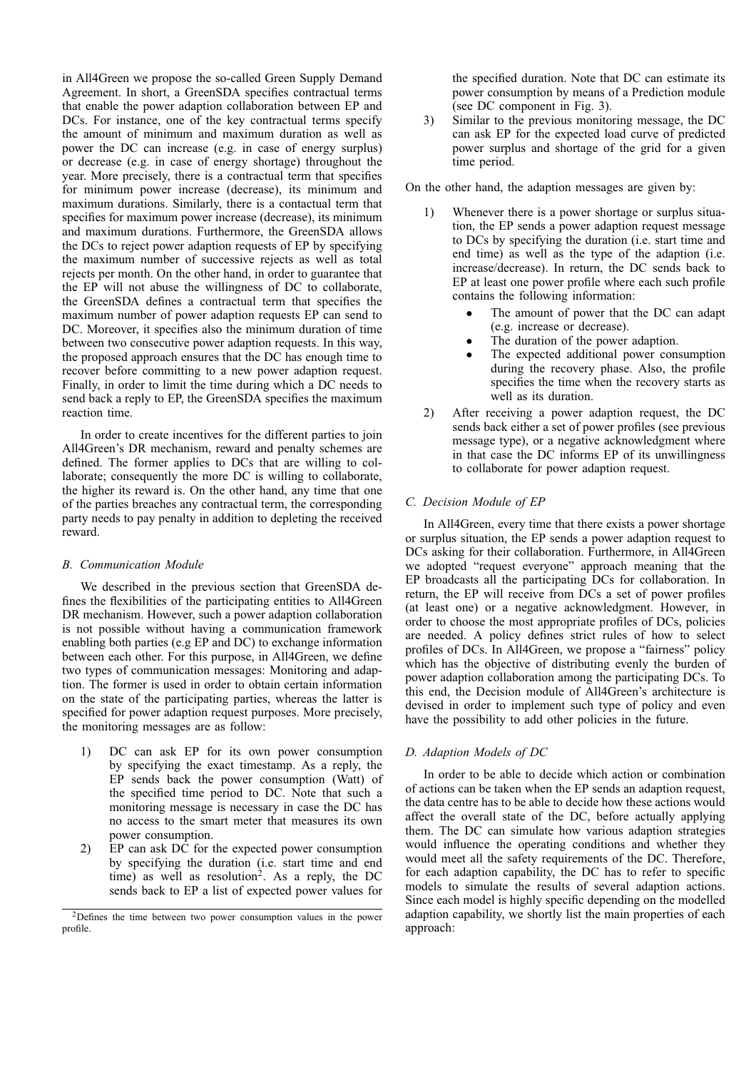in All4Green we propose the so-called Green Supply Demand Agreement. In short, a GreenSDA specifies contractual terms that enable the power adaption collaboration between EP and DCs. For instance, one of the key contractual terms specify the amount of minimum and maximum duration as well as power the DC can increase (e.g. in case of energy surplus) or decrease (e.g. in case of energy shortage) throughout the year. More precisely, there is a contractual term that specifies for minimum power increase (decrease), its minimum and maximum durations. Similarly, there is a contactual term that specifies for maximum power increase (decrease), its minimum and maximum durations. Furthermore, the GreenSDA allows the DCs to reject power adaption requests of EP by specifying the maximum number of successive rejects as well as total rejects per month. On the other hand, in order to guarantee that the EP will not abuse the willingness of DC to collaborate, the GreenSDA defines a contractual term that specifies the maximum number of power adaption requests EP can send to DC. Moreover, it specifies also the minimum duration of time between two consecutive power adaption requests. In this way, the proposed approach ensures that the DC has enough time to recover before committing to a new power adaption request. Finally, in order to limit the time during which a DC needs to send back a reply to EP, the GreenSDA specifies the maximum reaction time.

In order to create incentives for the different parties to join All4Green's DR mechanism, reward and penalty schemes are defined. The former applies to DCs that are willing to collaborate; consequently the more DC is willing to collaborate, the higher its reward is. On the other hand, any time that one of the parties breaches any contractual term, the corresponding party needs to pay penalty in addition to depleting the received reward.

### *B. Communication Module*

We described in the previous section that GreenSDA defines the flexibilities of the participating entities to All4Green DR mechanism. However, such a power adaption collaboration is not possible without having a communication framework enabling both parties (e.g EP and DC) to exchange information between each other. For this purpose, in All4Green, we define two types of communication messages: Monitoring and adaption. The former is used in order to obtain certain information on the state of the participating parties, whereas the latter is specified for power adaption request purposes. More precisely, the monitoring messages are as follow:

1) DC can ask EP for its own power consumption by specifying the exact timestamp. As a reply, the EP sends back the power consumption (Watt) of the specified time period to DC. Note that such a monitoring message is necessary in case the DC has no access to the smart meter that measures its own power consumption.
2) EP can ask DC for the expected power consumption by specifying the duration (i.e. start time and end time) as well as resolution[2]. As a reply, the DC sends back to EP a list of expected power values for the specified duration. Note that DC can estimate its power consumption by means of a Prediction module (see DC component in Fig. 3).
3) Similar to the previous monitoring message, the DC can ask EP for the expected load curve of predicted power surplus and shortage of the grid for a given time period.

On the other hand, the adaption messages are given by:

1) Whenever there is a power shortage or surplus situation, the EP sends a power adaption request message to DCs by specifying the duration (i.e. start time and end time) as well as the type of the adaption (i.e. increase/decrease). In return, the DC sends back to EP at least one power profile where each such profile contains the following information:
   - The amount of power that the DC can adapt (e.g. increase or decrease).
   - The duration of the power adaption.
   - The expected additional power consumption during the recovery phase. Also, the profile specifies the time when the recovery starts as well as its duration.
2) After receiving a power adaption request, the DC sends back either a set of power profiles (see previous message type), or a negative acknowledgment where in that case the DC informs EP of its unwillingness to collaborate for power adaption request.

### *C. Decision Module of EP*

In All4Green, every time that there exists a power shortage or surplus situation, the EP sends a power adaption request to DCs asking for their collaboration. Furthermore, in All4Green we adopted "request everyone" approach meaning that the EP broadcasts all the participating DCs for collaboration. In return, the EP will receive from DCs a set of power profiles (at least one) or a negative acknowledgment. However, in order to choose the most appropriate profiles of DCs, policies are needed. A policy defines strict rules of how to select profiles of DCs. In All4Green, we propose a "fairness" policy which has the objective of distributing evenly the burden of power adaption collaboration among the participating DCs. To this end, the Decision module of All4Green's architecture is devised in order to implement such type of policy and even have the possibility to add other policies in the future.

### *D. Adaption Models of DC*

In order to be able to decide which action or combination of actions can be taken when the EP sends an adaption request, the data centre has to be able to decide how these actions would affect the overall state of the DC, before actually applying them. The DC can simulate how various adaption strategies would influence the operating conditions and whether they would meet all the safety requirements of the DC. Therefore, for each adaption capability, the DC has to refer to specific models to simulate the results of several adaption actions. Since each model is highly specific depending on the modelled adaption capability, we shortly list the main properties of each approach:

[2] Defines the time between two power consumption values in the power profile.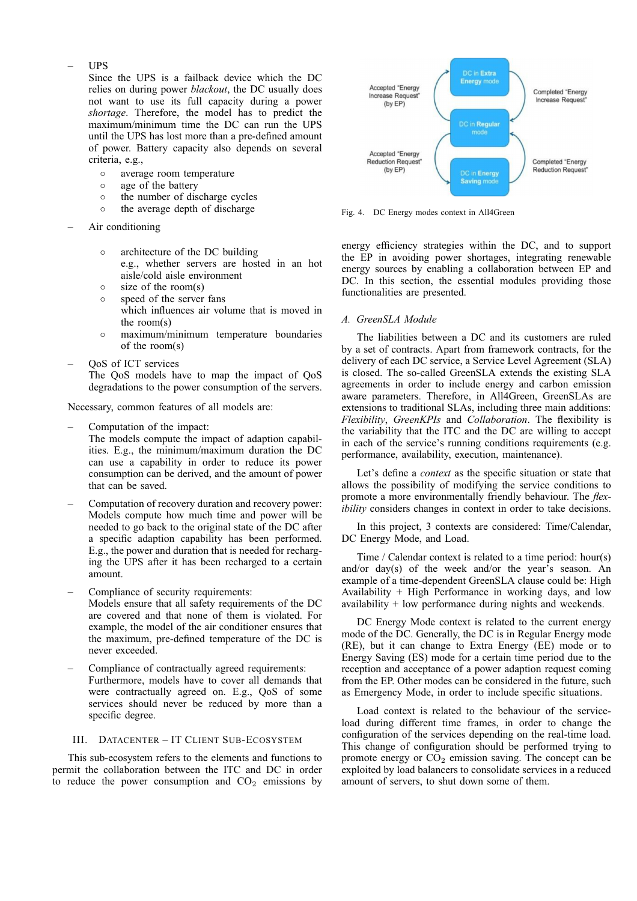- UPS
  Since the UPS is a failback device which the DC relies on during power *blackout*, the DC usually does not want to use its full capacity during a power *shortage*. Therefore, the model has to predict the maximum/minimum time the DC can run the UPS until the UPS has lost more than a pre-defined amount of power. Battery capacity also depends on several criteria, e.g.,
  - average room temperature
  - age of the battery
  - the number of discharge cycles
  - the average depth of discharge
- Air conditioning
  - architecture of the DC building e.g., whether servers are hosted in an hot aisle/cold aisle environment
  - size of the room(s)
  - speed of the server fans which influences air volume that is moved in the room(s)
  - maximum/minimum temperature boundaries of the room(s)
- QoS of ICT services
  The QoS models have to map the impact of QoS degradations to the power consumption of the servers.

Necessary, common features of all models are:

- Computation of the impact:
  The models compute the impact of adaption capabilities. E.g., the minimum/maximum duration the DC can use a capability in order to reduce its power consumption can be derived, and the amount of power that can be saved.
- Computation of recovery duration and recovery power:
  Models compute how much time and power will be needed to go back to the original state of the DC after a specific adaption capability has been performed. E.g., the power and duration that is needed for recharging the UPS after it has been recharged to a certain amount.
- Compliance of security requirements:
  Models ensure that all safety requirements of the DC are covered and that none of them is violated. For example, the model of the air conditioner ensures that the maximum, pre-defined temperature of the DC is never exceeded.
- Compliance of contractually agreed requirements:
  Furthermore, models have to cover all demands that were contractually agreed on. E.g., QoS of some services should never be reduced by more than a specific degree.

## III. Datacenter – IT Client Sub-Ecosystem

This sub-ecosystem refers to the elements and functions to permit the collaboration between the ITC and DC in order to reduce the power consumption and $CO_2$ emissions by energy efficiency strategies within the DC, and to support the EP in avoiding power shortages, integrating renewable energy sources by enabling a collaboration between EP and DC. In this section, the essential modules providing those functionalities are presented.

Fig. 4. DC Energy modes context in All4Green

### A. GreenSLA Module

The liabilities between a DC and its customers are ruled by a set of contracts. Apart from framework contracts, for the delivery of each DC service, a Service Level Agreement (SLA) is closed. The so-called GreenSLA extends the existing SLA agreements in order to include energy and carbon emission aware parameters. Therefore, in All4Green, GreenSLAs are extensions to traditional SLAs, including three main additions: *Flexibility*, *GreenKPIs* and *Collaboration*. The flexibility is the variability that the ITC and the DC are willing to accept in each of the service's running conditions requirements (e.g. performance, availability, execution, maintenance).

Let's define a *context* as the specific situation or state that allows the possibility of modifying the service conditions to promote a more environmentally friendly behaviour. The *flexibility* considers changes in context in order to take decisions.

In this project, 3 contexts are considered: Time/Calendar, DC Energy Mode, and Load.

Time / Calendar context is related to a time period: hour(s) and/or day(s) of the week and/or the year's season. An example of a time-dependent GreenSLA clause could be: High Availability + High Performance in working days, and low availability + low performance during nights and weekends.

DC Energy Mode context is related to the current energy mode of the DC. Generally, the DC is in Regular Energy mode (RE), but it can change to Extra Energy (EE) mode or to Energy Saving (ES) mode for a certain time period due to the reception and acceptance of a power adaption request coming from the EP. Other modes can be considered in the future, such as Emergency Mode, in order to include specific situations.

Load context is related to the behaviour of the service-load during different time frames, in order to change the configuration of the services depending on the real-time load. This change of configuration should be performed trying to promote energy or $CO_2$ emission saving. The concept can be exploited by load balancers to consolidate services in a reduced amount of servers, to shut down some of them.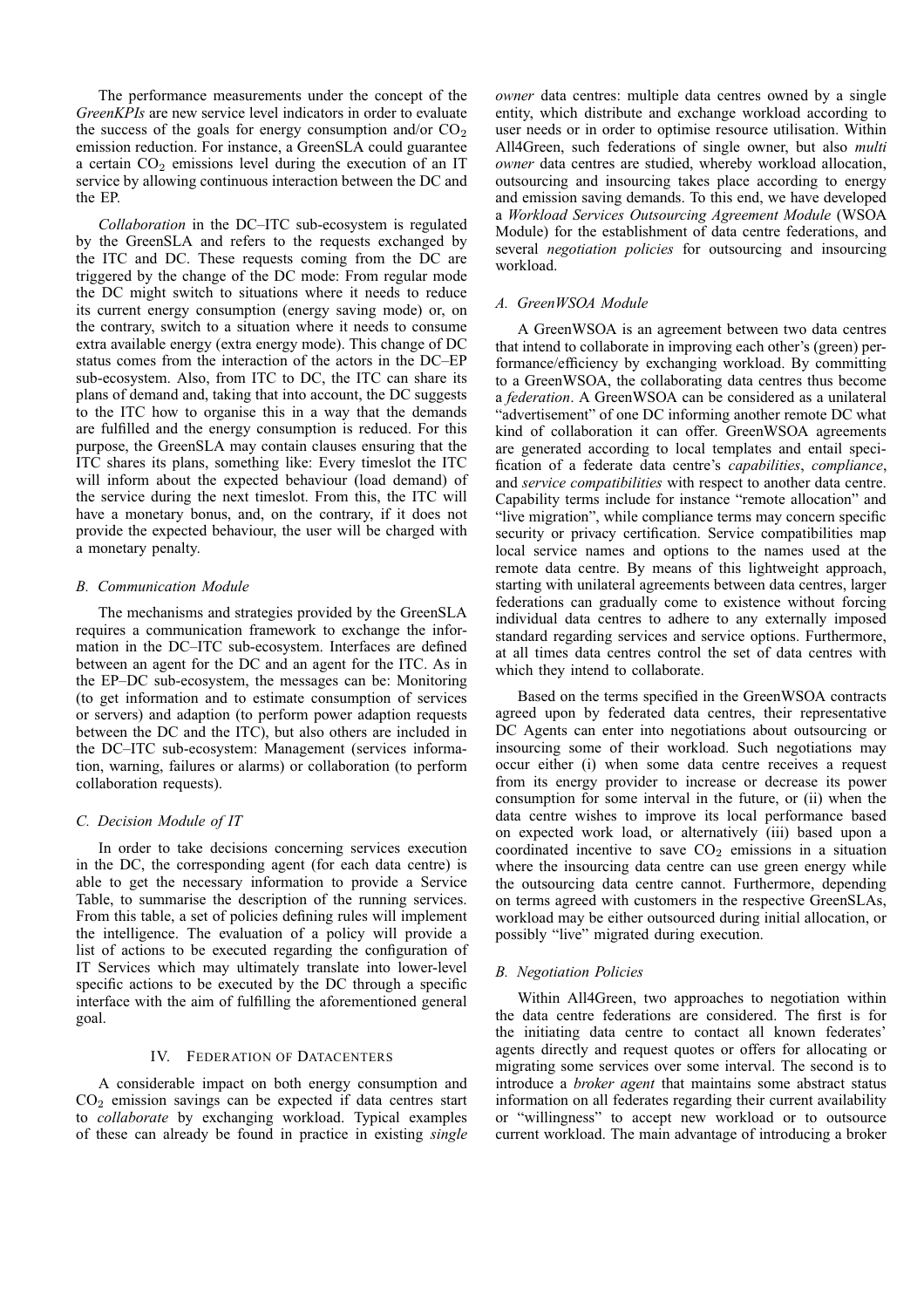The performance measurements under the concept of the *GreenKPIs* are new service level indicators in order to evaluate the success of the goals for energy consumption and/or $CO_2$ emission reduction. For instance, a GreenSLA could guarantee a certain $CO_2$ emissions level during the execution of an IT service by allowing continuous interaction between the DC and the EP.

*Collaboration* in the DC–ITC sub-ecosystem is regulated by the GreenSLA and refers to the requests exchanged by the ITC and DC. These requests coming from the DC are triggered by the change of the DC mode: From regular mode the DC might switch to situations where it needs to reduce its current energy consumption (energy saving mode) or, on the contrary, switch to a situation where it needs to consume extra available energy (extra energy mode). This change of DC status comes from the interaction of the actors in the DC–EP sub-ecosystem. Also, from ITC to DC, the ITC can share its plans of demand and, taking that into account, the DC suggests to the ITC how to organise this in a way that the demands are fulfilled and the energy consumption is reduced. For this purpose, the GreenSLA may contain clauses ensuring that the ITC shares its plans, something like: Every timeslot the ITC will inform about the expected behaviour (load demand) of the service during the next timeslot. From this, the ITC will have a monetary bonus, and, on the contrary, if it does not provide the expected behaviour, the user will be charged with a monetary penalty.

### B. Communication Module

The mechanisms and strategies provided by the GreenSLA requires a communication framework to exchange the information in the DC–ITC sub-ecosystem. Interfaces are defined between an agent for the DC and an agent for the ITC. As in the EP–DC sub-ecosystem, the messages can be: Monitoring (to get information and to estimate consumption of services or servers) and adaption (to perform power adaption requests between the DC and the ITC), but also others are included in the DC–ITC sub-ecosystem: Management (services information, warning, failures or alarms) or collaboration (to perform collaboration requests).

### C. Decision Module of IT

In order to take decisions concerning services execution in the DC, the corresponding agent (for each data centre) is able to get the necessary information to provide a Service Table, to summarise the description of the running services. From this table, a set of policies defining rules will implement the intelligence. The evaluation of a policy will provide a list of actions to be executed regarding the configuration of IT Services which may ultimately translate into lower-level specific actions to be executed by the DC through a specific interface with the aim of fulfilling the aforementioned general goal.

## IV. Federation of Datacenters

A considerable impact on both energy consumption and $CO_2$ emission savings can be expected if data centres start to *collaborate* by exchanging workload. Typical examples of these can already be found in practice in existing *single owner* data centres: multiple data centres owned by a single entity, which distribute and exchange workload according to user needs or in order to optimise resource utilisation. Within All4Green, such federations of single owner, but also *multi owner* data centres are studied, whereby workload allocation, outsourcing and insourcing takes place according to energy and emission saving demands. To this end, we have developed a *Workload Services Outsourcing Agreement Module* (WSOA Module) for the establishment of data centre federations, and several *negotiation policies* for outsourcing and insourcing workload.

### A. GreenWSOA Module

A GreenWSOA is an agreement between two data centres that intend to collaborate in improving each other's (green) performance/efficiency by exchanging workload. By committing to a GreenWSOA, the collaborating data centres thus become a *federation*. A GreenWSOA can be considered as a unilateral "advertisement" of one DC informing another remote DC what kind of collaboration it can offer. GreenWSOA agreements are generated according to local templates and entail specification of a federate data centre's *capabilities*, *compliance*, and *service compatibilities* with respect to another data centre. Capability terms include for instance "remote allocation" and "live migration", while compliance terms may concern specific security or privacy certification. Service compatibilities map local service names and options to the names used at the remote data centre. By means of this lightweight approach, starting with unilateral agreements between data centres, larger federations can gradually come to existence without forcing individual data centres to adhere to any externally imposed standard regarding services and service options. Furthermore, at all times data centres control the set of data centres with which they intend to collaborate.

Based on the terms specified in the GreenWSOA contracts agreed upon by federated data centres, their representative DC Agents can enter into negotiations about outsourcing or insourcing some of their workload. Such negotiations may occur either (i) when some data centre receives a request from its energy provider to increase or decrease its power consumption for some interval in the future, or (ii) when the data centre wishes to improve its local performance based on expected work load, or alternatively (iii) based upon a coordinated incentive to save $CO_2$ emissions in a situation where the insourcing data centre can use green energy while the outsourcing data centre cannot. Furthermore, depending on terms agreed with customers in the respective GreenSLAs, workload may be either outsourced during initial allocation, or possibly "live" migrated during execution.

### B. Negotiation Policies

Within All4Green, two approaches to negotiation within the data centre federations are considered. The first is for the initiating data centre to contact all known federates' agents directly and request quotes or offers for allocating or migrating some services over some interval. The second is to introduce a *broker agent* that maintains some abstract status information on all federates regarding their current availability or "willingness" to accept new workload or to outsource current workload. The main advantage of introducing a broker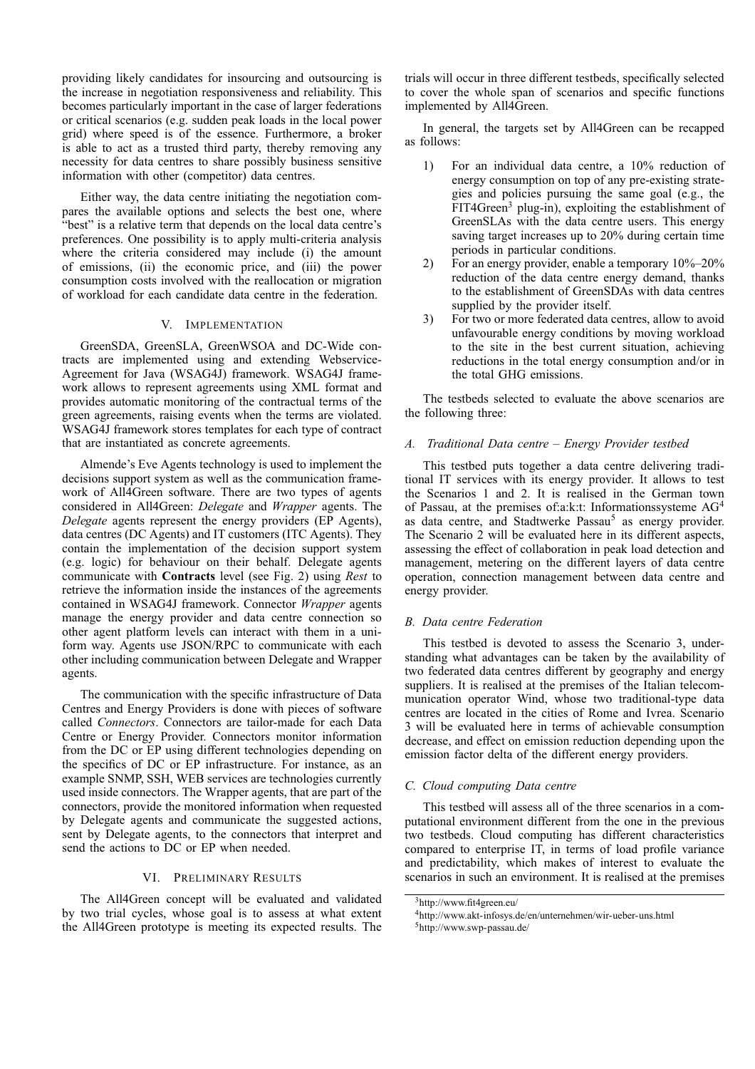providing likely candidates for insourcing and outsourcing is the increase in negotiation responsiveness and reliability. This becomes particularly important in the case of larger federations or critical scenarios (e.g. sudden peak loads in the local power grid) where speed is of the essence. Furthermore, a broker is able to act as a trusted third party, thereby removing any necessity for data centres to share possibly business sensitive information with other (competitor) data centres.

Either way, the data centre initiating the negotiation compares the available options and selects the best one, where "best" is a relative term that depends on the local data centre's preferences. One possibility is to apply multi-criteria analysis where the criteria considered may include (i) the amount of emissions, (ii) the economic price, and (iii) the power consumption costs involved with the reallocation or migration of workload for each candidate data centre in the federation.

## V. Implementation

GreenSDA, GreenSLA, GreenWSOA and DC-Wide contracts are implemented using and extending Webservice-Agreement for Java (WSAG4J) framework. WSAG4J framework allows to represent agreements using XML format and provides automatic monitoring of the contractual terms of the green agreements, raising events when the terms are violated. WSAG4J framework stores templates for each type of contract that are instantiated as concrete agreements.

Almende's Eve Agents technology is used to implement the decisions support system as well as the communication framework of All4Green software. There are two types of agents considered in All4Green: *Delegate* and *Wrapper* agents. The *Delegate* agents represent the energy providers (EP Agents), data centres (DC Agents) and IT customers (ITC Agents). They contain the implementation of the decision support system (e.g. logic) for behaviour on their behalf. Delegate agents communicate with **Contracts** level (see Fig. 2) using *Rest* to retrieve the information inside the instances of the agreements contained in WSAG4J framework. Connector *Wrapper* agents manage the energy provider and data centre connection so other agent platform levels can interact with them in a uniform way. Agents use JSON/RPC to communicate with each other including communication between Delegate and Wrapper agents.

The communication with the specific infrastructure of Data Centres and Energy Providers is done with pieces of software called *Connectors*. Connectors are tailor-made for each Data Centre or Energy Provider. Connectors monitor information from the DC or EP using different technologies depending on the specifics of DC or EP infrastructure. For instance, as an example SNMP, SSH, WEB services are technologies currently used inside connectors. The Wrapper agents, that are part of the connectors, provide the monitored information when requested by Delegate agents and communicate the suggested actions, sent by Delegate agents, to the connectors that interpret and send the actions to DC or EP when needed.

## VI. Preliminary Results

The All4Green concept will be evaluated and validated by two trial cycles, whose goal is to assess at what extent the All4Green prototype is meeting its expected results. The trials will occur in three different testbeds, specifically selected to cover the whole span of scenarios and specific functions implemented by All4Green.

In general, the targets set by All4Green can be recapped as follows:

1) For an individual data centre, a 10% reduction of energy consumption on top of any pre-existing strategies and policies pursuing the same goal (e.g., the FIT4Green[3] plug-in), exploiting the establishment of GreenSLAs with the data centre users. This energy saving target increases up to 20% during certain time periods in particular conditions.
2) For an energy provider, enable a temporary 10%–20% reduction of the data centre energy demand, thanks to the establishment of GreenSDAs with data centres supplied by the provider itself.
3) For two or more federated data centres, allow to avoid unfavourable energy conditions by moving workload to the site in the best current situation, achieving reductions in the total energy consumption and/or in the total GHG emissions.

The testbeds selected to evaluate the above scenarios are the following three:

### A. Traditional Data centre – Energy Provider testbed

This testbed puts together a data centre delivering traditional IT services with its energy provider. It allows to test the Scenarios 1 and 2. It is realised in the German town of Passau, at the premises of:a:k:t: Informationssysteme AG[4] as data centre, and Stadtwerke Passau[5] as energy provider. The Scenario 2 will be evaluated here in its different aspects, assessing the effect of collaboration in peak load detection and management, metering on the different layers of data centre operation, connection management between data centre and energy provider.

### B. Data centre Federation

This testbed is devoted to assess the Scenario 3, understanding what advantages can be taken by the availability of two federated data centres different by geography and energy suppliers. It is realised at the premises of the Italian telecommunication operator Wind, whose two traditional-type data centres are located in the cities of Rome and Ivrea. Scenario 3 will be evaluated here in terms of achievable consumption decrease, and effect on emission reduction depending upon the emission factor delta of the different energy providers.

### C. Cloud computing Data centre

This testbed will assess all of the three scenarios in a computational environment different from the one in the previous two testbeds. Cloud computing has different characteristics compared to enterprise IT, in terms of load profile variance and predictability, which makes of interest to evaluate the scenarios in such an environment. It is realised at the premises

[3] http://www.fit4green.eu/

[4] http://www.akt-infosys.de/en/unternehmen/wir-ueber-uns.html

[5] http://www.swp-passau.de/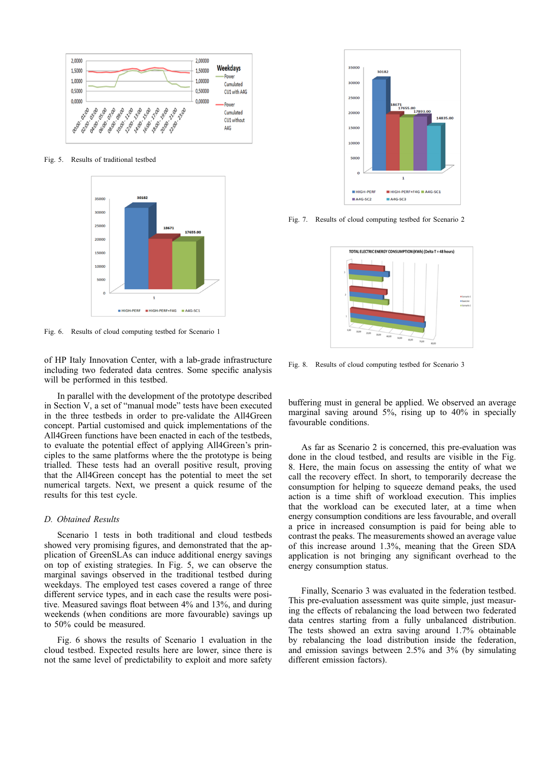Fig. 5. Results of traditional testbed

Fig. 6. Results of cloud computing testbed for Scenario 1

of HP Italy Innovation Center, with a lab-grade infrastructure including two federated data centres. Some specific analysis will be performed in this testbed.

In parallel with the development of the prototype described in Section V, a set of "manual mode" tests have been executed in the three testbeds in order to pre-validate the All4Green concept. Partial customised and quick implementations of the All4Green functions have been enacted in each of the testbeds, to evaluate the potential effect of applying All4Green's principles to the same platforms where the the prototype is being trialled. These tests had an overall positive result, proving that the All4Green concept has the potential to meet the set numerical targets. Next, we present a quick resume of the results for this test cycle.

### D. Obtained Results

Scenario 1 tests in both traditional and cloud testbeds showed very promising figures, and demonstrated that the application of GreenSLAs can induce additional energy savings on top of existing strategies. In Fig. 5, we can observe the marginal savings observed in the traditional testbed during weekdays. The employed test cases covered a range of three different service types, and in each case the results were positive. Measured savings float between 4% and 13%, and during weekends (when conditions are more favourable) savings up to 50% could be measured.

Fig. 6 shows the results of Scenario 1 evaluation in the cloud testbed. Expected results here are lower, since there is not the same level of predictability to exploit and more safety buffering must in general be applied. We observed an average marginal saving around 5%, rising up to 40% in specially favourable conditions.

Fig. 7. Results of cloud computing testbed for Scenario 2

Fig. 8. Results of cloud computing testbed for Scenario 3

As far as Scenario 2 is concerned, this pre-evaluation was done in the cloud testbed, and results are visible in the Fig. 8. Here, the main focus on assessing the entity of what we call the recovery effect. In short, to temporarily decrease the consumption for helping to squeeze demand peaks, the used action is a time shift of workload execution. This implies that the workload can be executed later, at a time when energy consumption conditions are less favourable, and overall a price in increased consumption is paid for being able to contrast the peaks. The measurements showed an average value of this increase around 1.3%, meaning that the Green SDA application is not bringing any significant overhead to the energy consumption status.

Finally, Scenario 3 was evaluated in the federation testbed. This pre-evaluation assessment was quite simple, just measuring the effects of rebalancing the load between two federated data centres starting from a fully unbalanced distribution. The tests showed an extra saving around 1.7% obtainable by rebalancing the load distribution inside the federation, and emission savings between 2.5% and 3% (by simulating different emission factors).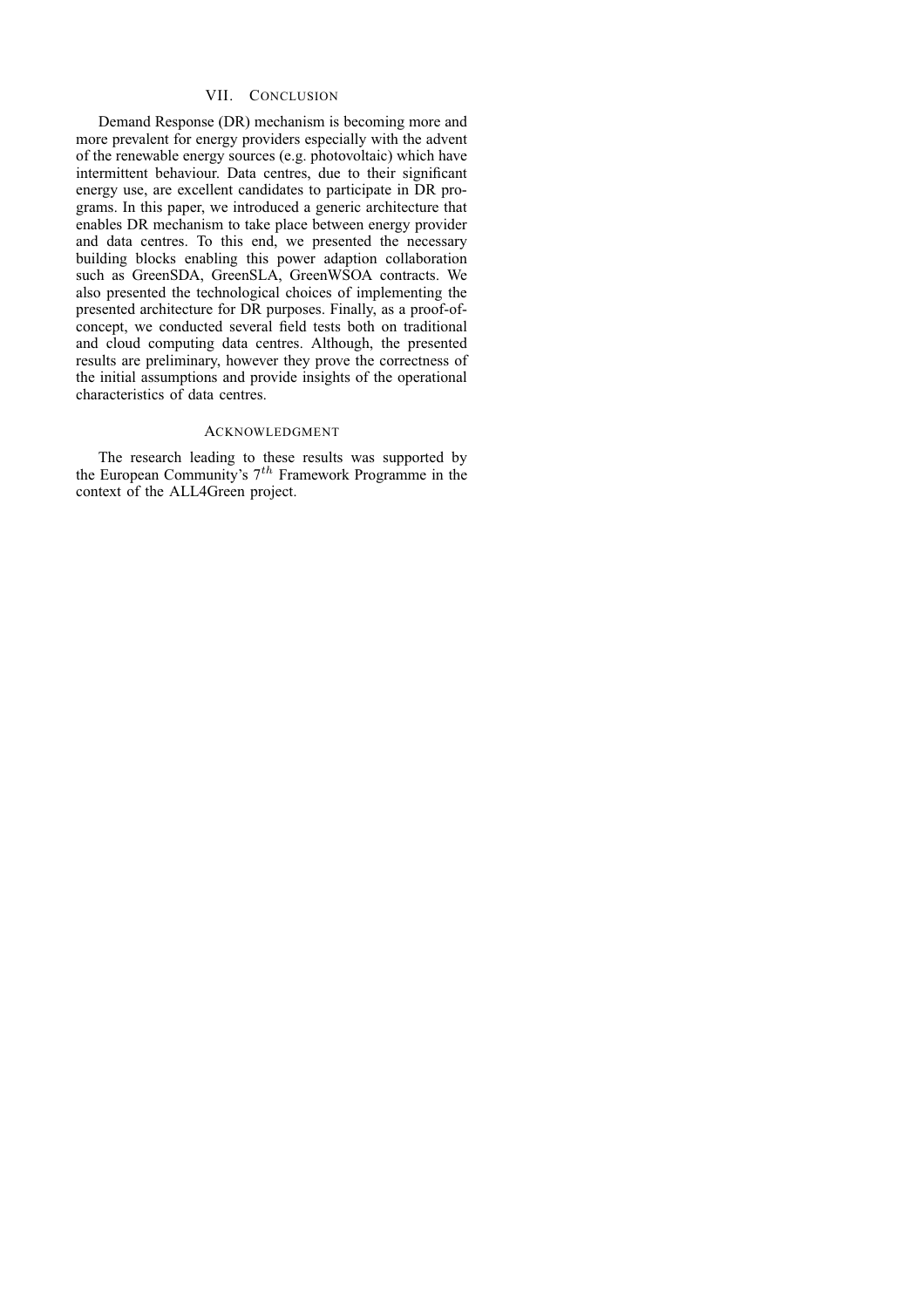## VII. Conclusion

Demand Response (DR) mechanism is becoming more and more prevalent for energy providers especially with the advent of the renewable energy sources (e.g. photovoltaic) which have intermittent behaviour. Data centres, due to their significant energy use, are excellent candidates to participate in DR programs. In this paper, we introduced a generic architecture that enables DR mechanism to take place between energy provider and data centres. To this end, we presented the necessary building blocks enabling this power adaption collaboration such as GreenSDA, GreenSLA, GreenWSOA contracts. We also presented the technological choices of implementing the presented architecture for DR purposes. Finally, as a proof-of-concept, we conducted several field tests both on traditional and cloud computing data centres. Although, the presented results are preliminary, however they prove the correctness of the initial assumptions and provide insights of the operational characteristics of data centres.

## Acknowledgment

The research leading to these results was supported by the European Community's $7^{th}$ Framework Programme in the context of the ALL4Green project.